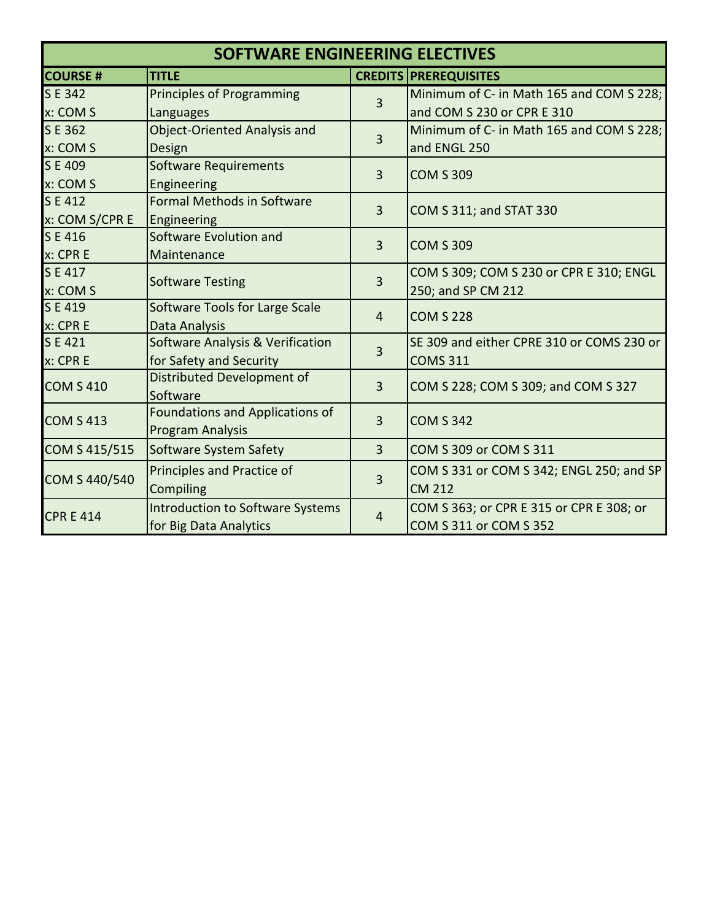# SOFTWARE ENGINEERING ELECTIVES

| COURSE # | TITLE | CREDITS | PREREQUISITES |
|---|---|---|---|
| S E 342 x: COM S | Principles of Programming Languages | 3 | Minimum of C- in Math 165 and COM S 228; and COM S 230 or CPR E 310 |
| S E 362 x: COM S | Object-Oriented Analysis and Design | 3 | Minimum of C- in Math 165 and COM S 228; and ENGL 250 |
| S E 409 x: COM S | Software Requirements Engineering | 3 | COM S 309 |
| S E 412 x: COM S/CPR E | Formal Methods in Software Engineering | 3 | COM S 311; and STAT 330 |
| S E 416 x: CPR E | Software Evolution and Maintenance | 3 | COM S 309 |
| S E 417 x: COM S | Software Testing | 3 | COM S 309; COM S 230 or CPR E 310; ENGL 250; and SP CM 212 |
| S E 419 x: CPR E | Software Tools for Large Scale Data Analysis | 4 | COM S 228 |
| S E 421 x: CPR E | Software Analysis & Verification for Safety and Security | 3 | SE 309 and either CPRE 310 or COMS 230 or COMS 311 |
| COM S 410 | Distributed Development of Software | 3 | COM S 228; COM S 309; and COM S 327 |
| COM S 413 | Foundations and Applications of Program Analysis | 3 | COM S 342 |
| COM S 415/515 | Software System Safety | 3 | COM S 309 or COM S 311 |
| COM S 440/540 | Principles and Practice of Compiling | 3 | COM S 331 or COM S 342; ENGL 250; and SP CM 212 |
| CPR E 414 | Introduction to Software Systems for Big Data Analytics | 4 | COM S 363; or CPR E 315 or CPR E 308; or COM S 311 or COM S 352 |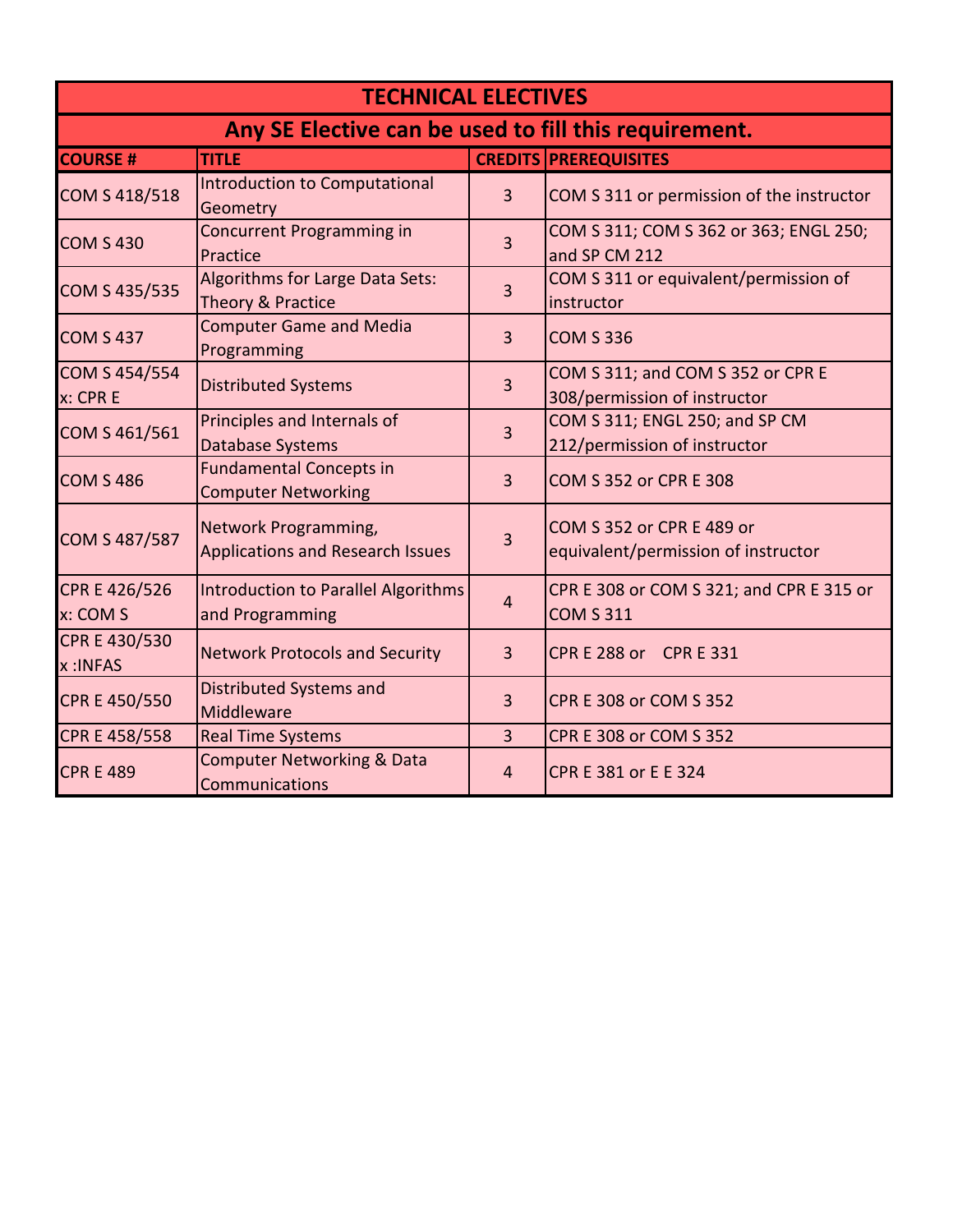| TECHNICAL ELECTIVES | | | |
|---|---|---|---|
| **Any SE Elective can be used to fill this requirement.** | | | |
| **COURSE #** | **TITLE** | **CREDITS** | **PREREQUISITES** |
| COM S 418/518 | Introduction to Computational Geometry | 3 | COM S 311 or permission of the instructor |
| COM S 430 | Concurrent Programming in Practice | 3 | COM S 311; COM S 362 or 363; ENGL 250; and SP CM 212 |
| COM S 435/535 | Algorithms for Large Data Sets: Theory & Practice | 3 | COM S 311 or equivalent/permission of instructor |
| COM S 437 | Computer Game and Media Programming | 3 | COM S 336 |
| COM S 454/554 x: CPR E | Distributed Systems | 3 | COM S 311; and COM S 352 or CPR E 308/permission of instructor |
| COM S 461/561 | Principles and Internals of Database Systems | 3 | COM S 311; ENGL 250; and SP CM 212/permission of instructor |
| COM S 486 | Fundamental Concepts in Computer Networking | 3 | COM S 352 or CPR E 308 |
| COM S 487/587 | Network Programming, Applications and Research Issues | 3 | COM S 352 or CPR E 489 or equivalent/permission of instructor |
| CPR E 426/526 x: COM S | Introduction to Parallel Algorithms and Programming | 4 | CPR E 308 or COM S 321; and CPR E 315 or COM S 311 |
| CPR E 430/530 x :INFAS | Network Protocols and Security | 3 | CPR E 288 or CPR E 331 |
| CPR E 450/550 | Distributed Systems and Middleware | 3 | CPR E 308 or COM S 352 |
| CPR E 458/558 | Real Time Systems | 3 | CPR E 308 or COM S 352 |
| CPR E 489 | Computer Networking & Data Communications | 4 | CPR E 381 or E E 324 |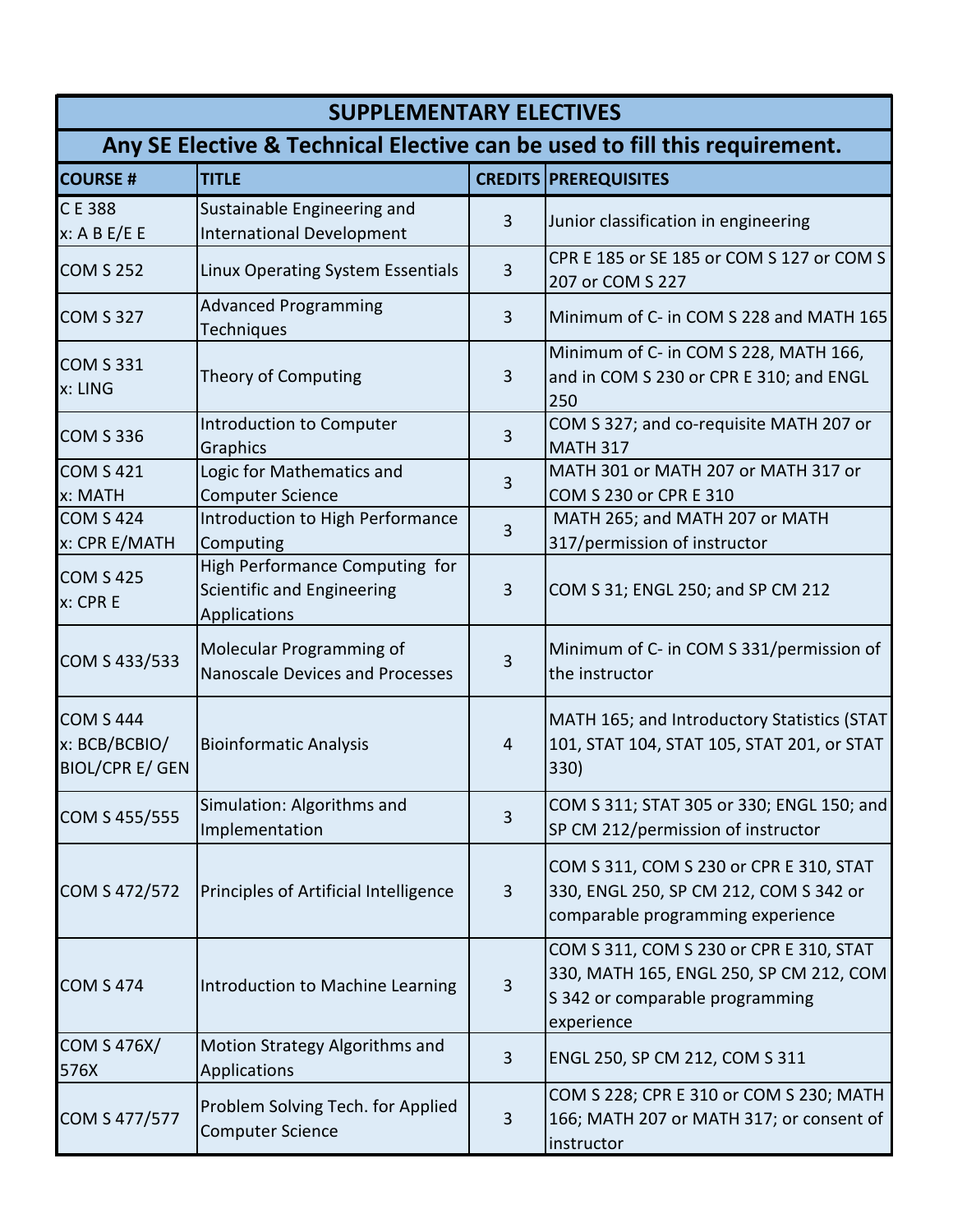## SUPPLEMENTARY ELECTIVES

### Any SE Elective & Technical Elective can be used to fill this requirement.

| COURSE # | TITLE | CREDITS | PREREQUISITES |
|---|---|---|---|
| C E 388 x: A B E/E E | Sustainable Engineering and International Development | 3 | Junior classification in engineering |
| COM S 252 | Linux Operating System Essentials | 3 | CPR E 185 or SE 185 or COM S 127 or COM S 207 or COM S 227 |
| COM S 327 | Advanced Programming Techniques | 3 | Minimum of C- in COM S 228 and MATH 165 |
| COM S 331 x: LING | Theory of Computing | 3 | Minimum of C- in COM S 228, MATH 166, and in COM S 230 or CPR E 310; and ENGL 250 |
| COM S 336 | Introduction to Computer Graphics | 3 | COM S 327; and co-requisite MATH 207 or MATH 317 |
| COM S 421 x: MATH | Logic for Mathematics and Computer Science | 3 | MATH 301 or MATH 207 or MATH 317 or COM S 230 or CPR E 310 |
| COM S 424 x: CPR E/MATH | Introduction to High Performance Computing | 3 | MATH 265; and MATH 207 or MATH 317/permission of instructor |
| COM S 425 x: CPR E | High Performance Computing for Scientific and Engineering Applications | 3 | COM S 31; ENGL 250; and SP CM 212 |
| COM S 433/533 | Molecular Programming of Nanoscale Devices and Processes | 3 | Minimum of C- in COM S 331/permission of the instructor |
| COM S 444 x: BCB/BCBIO/ BIOL/CPR E/ GEN | Bioinformatic Analysis | 4 | MATH 165; and Introductory Statistics (STAT 101, STAT 104, STAT 105, STAT 201, or STAT 330) |
| COM S 455/555 | Simulation: Algorithms and Implementation | 3 | COM S 311; STAT 305 or 330; ENGL 150; and SP CM 212/permission of instructor |
| COM S 472/572 | Principles of Artificial Intelligence | 3 | COM S 311, COM S 230 or CPR E 310, STAT 330, ENGL 250, SP CM 212, COM S 342 or comparable programming experience |
| COM S 474 | Introduction to Machine Learning | 3 | COM S 311, COM S 230 or CPR E 310, STAT 330, MATH 165, ENGL 250, SP CM 212, COM S 342 or comparable programming experience |
| COM S 476X/ 576X | Motion Strategy Algorithms and Applications | 3 | ENGL 250, SP CM 212, COM S 311 |
| COM S 477/577 | Problem Solving Tech. for Applied Computer Science | 3 | COM S 228; CPR E 310 or COM S 230; MATH 166; MATH 207 or MATH 317; or consent of instructor |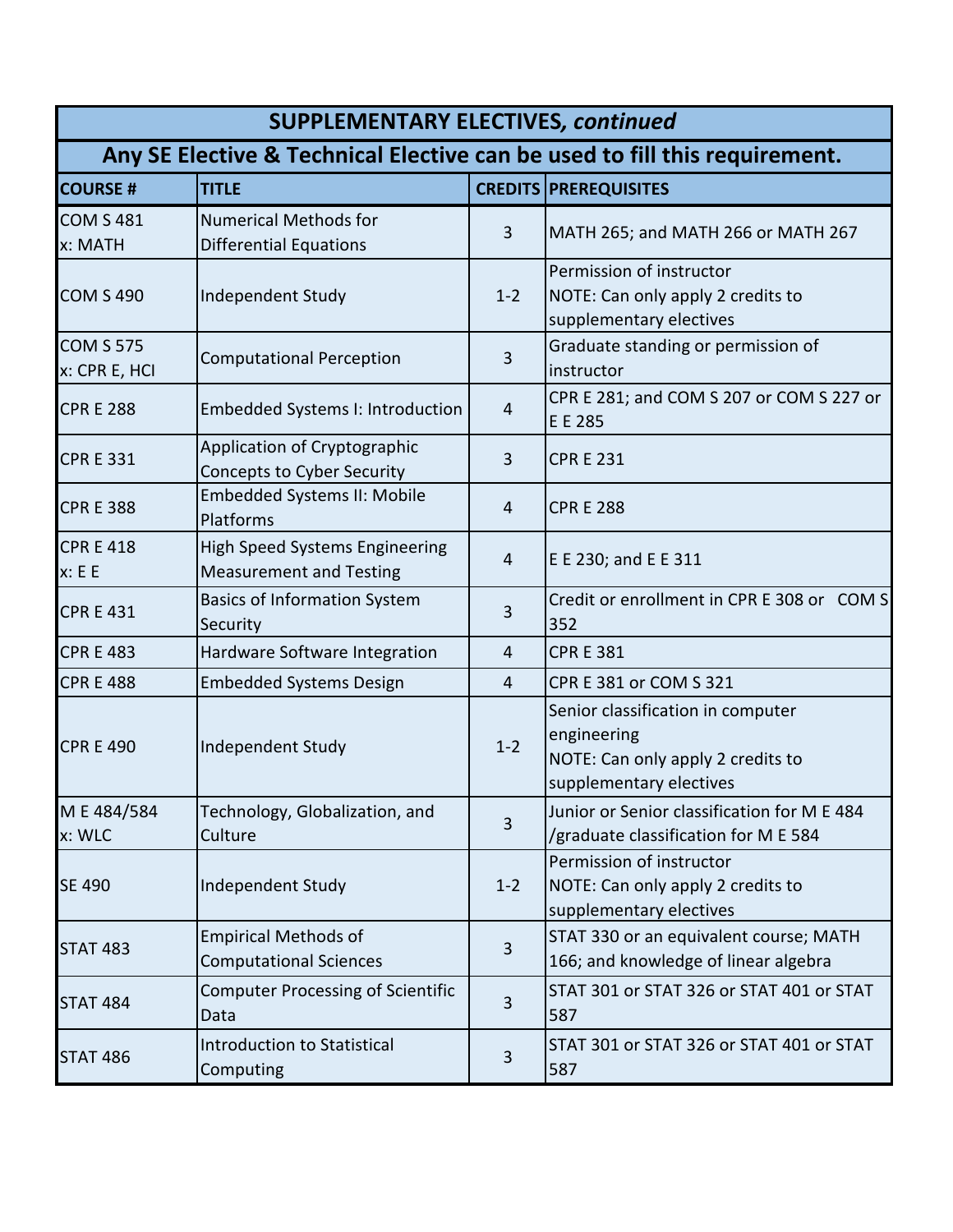## SUPPLEMENTARY ELECTIVES, *continued*

### Any SE Elective & Technical Elective can be used to fill this requirement.

| COURSE # | TITLE | CREDITS | PREREQUISITES |
|---|---|---|---|
| COM S 481 x: MATH | Numerical Methods for Differential Equations | 3 | MATH 265; and MATH 266 or MATH 267 |
| COM S 490 | Independent Study | 1-2 | Permission of instructor NOTE: Can only apply 2 credits to supplementary electives |
| COM S 575 x: CPR E, HCI | Computational Perception | 3 | Graduate standing or permission of instructor |
| CPR E 288 | Embedded Systems I: Introduction | 4 | CPR E 281; and COM S 207 or COM S 227 or E E 285 |
| CPR E 331 | Application of Cryptographic Concepts to Cyber Security | 3 | CPR E 231 |
| CPR E 388 | Embedded Systems II: Mobile Platforms | 4 | CPR E 288 |
| CPR E 418 x: E E | High Speed Systems Engineering Measurement and Testing | 4 | E E 230; and E E 311 |
| CPR E 431 | Basics of Information System Security | 3 | Credit or enrollment in CPR E 308 or COM S 352 |
| CPR E 483 | Hardware Software Integration | 4 | CPR E 381 |
| CPR E 488 | Embedded Systems Design | 4 | CPR E 381 or COM S 321 |
| CPR E 490 | Independent Study | 1-2 | Senior classification in computer engineering NOTE: Can only apply 2 credits to supplementary electives |
| M E 484/584 x: WLC | Technology, Globalization, and Culture | 3 | Junior or Senior classification for M E 484 /graduate classification for M E 584 |
| SE 490 | Independent Study | 1-2 | Permission of instructor NOTE: Can only apply 2 credits to supplementary electives |
| STAT 483 | Empirical Methods of Computational Sciences | 3 | STAT 330 or an equivalent course; MATH 166; and knowledge of linear algebra |
| STAT 484 | Computer Processing of Scientific Data | 3 | STAT 301 or STAT 326 or STAT 401 or STAT 587 |
| STAT 486 | Introduction to Statistical Computing | 3 | STAT 301 or STAT 326 or STAT 401 or STAT 587 |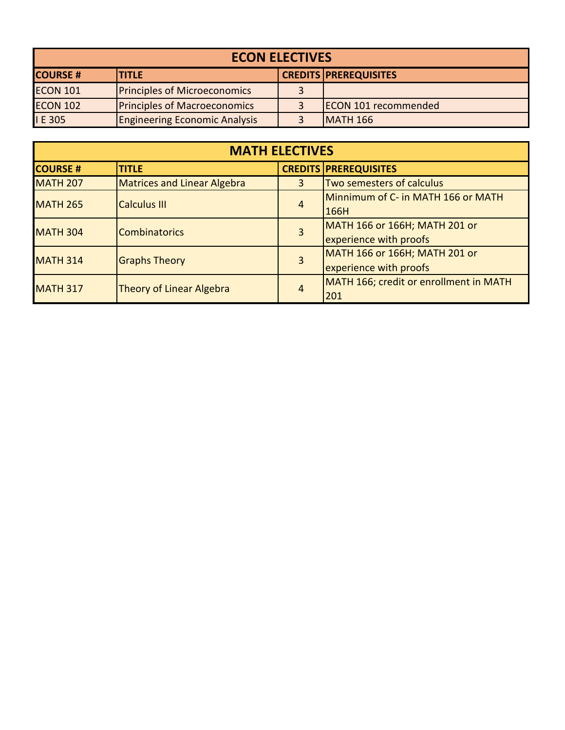## ECON ELECTIVES

| COURSE # | TITLE | CREDITS | PREREQUISITES |
|---|---|---|---|
| ECON 101 | Principles of Microeconomics | 3 | |
| ECON 102 | Principles of Macroeconomics | 3 | ECON 101 recommended |
| I E 305 | Engineering Economic Analysis | 3 | MATH 166 |

## MATH ELECTIVES

| COURSE # | TITLE | CREDITS | PREREQUISITES |
|---|---|---|---|
| MATH 207 | Matrices and Linear Algebra | 3 | Two semesters of calculus |
| MATH 265 | Calculus III | 4 | Minnimum of C- in MATH 166 or MATH 166H |
| MATH 304 | Combinatorics | 3 | MATH 166 or 166H; MATH 201 or experience with proofs |
| MATH 314 | Graphs Theory | 3 | MATH 166 or 166H; MATH 201 or experience with proofs |
| MATH 317 | Theory of Linear Algebra | 4 | MATH 166; credit or enrollment in MATH 201 |